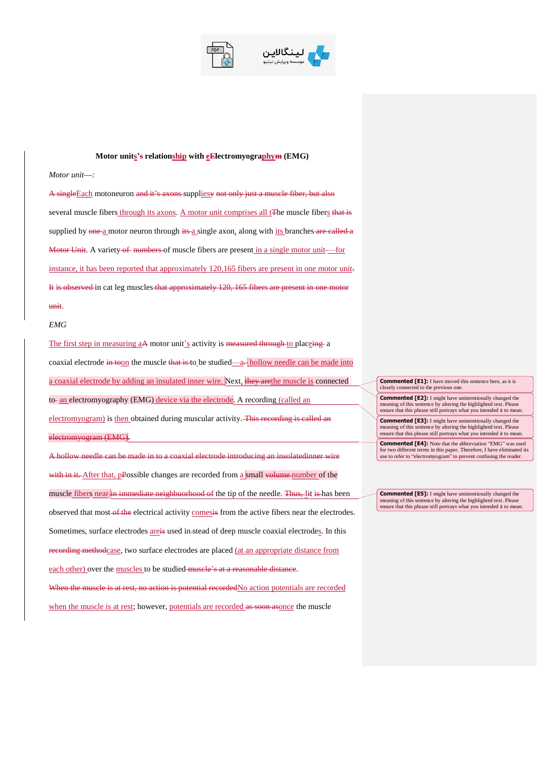**Motor unit~~'s~~s relationship with e~~E~~lectromyography~~m~~ (EMG)**

*Motor unit~~—~~:*

~~A single~~Each motoneuron ~~and it's axons~~ suppl~~y~~ies ~~not only just a muscle fiber, but also~~ several muscle fibers through its axons. A motor unit comprises all ~~T~~the muscle fibers ~~that is~~ supplied by ~~one~~ a motor neuron through ~~its~~ a single axon, along with its branches ~~are called a Motor Unit~~. A variety ~~of~~ ~~numbers~~ of muscle fibers are present in a single motor unit~~.~~—for instance, it has been reported that approximately 120,165 fibers are present in one motor unit~~.~~ ~~It is observed~~ in cat leg muscles ~~that approximately 120, 165 fibers are present in one motor unit~~.

*EMG*

The first step in measuring a~~A~~ motor unit's activity is ~~measured through~~ to plac~~e~~ing a coaxial electrode ~~in to~~on the muscle ~~that is~~ to be studied~~—a~~. A hollow needle can be made into a coaxial electrode by adding an insulated inner wire. Next, ~~they are~~the muscle is connected to~~-~~ an electromyography (EMG) device via the electrode. A recording (called an electromyogram) is then obtained during muscular activity. ~~This recording is called an electromyogram (EMG).~~

~~A hollow needle can be made in to a coaxial electrode introducing an insolatedinner wire with in it.~~ After that, p~~P~~ossible changes are recorded from a small ~~volume~~ number of the muscle fibers near ~~in immediate neighbuorhood of~~ the tip of the needle. ~~Thus, I~~It ~~is~~ has been observed that most ~~of the~~ electrical activity comes~~is~~ from the active fibers near the electrodes. Sometimes, surface electrodes are~~is~~ used in~~-~~stead of deep muscle coaxial electrodes. In this ~~recording method~~case, two surface electrodes are placed (at an appropriate distance from each other) over the muscles to be studied ~~muscle's at a reasonable distance~~. ~~When the muscle is at rest, no action is potential recorded~~No action potentials are recorded when the muscle is at rest; however, potentials are recorded ~~as soon as~~once the muscle

> **Commented [E1]:** I have moved this sentence here, as it is closely connected to the previous one.

> **Commented [E2]:** I might have unintentionally changed the meaning of this sentence by altering the highlighted text. Please ensure that this phrase still portrays what you intended it to mean.

> **Commented [E3]:** I might have unintentionally changed the meaning of this sentence by altering the highlighted text. Please ensure that this phrase still portrays what you intended it to mean.

> **Commented [E4]:** Note that the abbreviation "EMG" was used for two different terms in this paper. Therefore, I have eliminated its use to refer to "electromyogram" to prevent confusing the reader.

> **Commented [E5]:** I might have unintentionally changed the meaning of this sentence by altering the highlighted text. Please ensure that this phrase still portrays what you intended it to mean.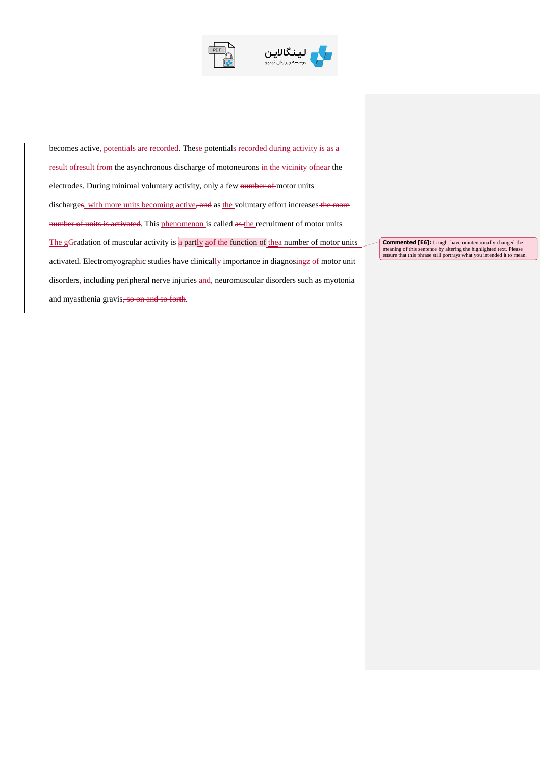becomes active~~, potentials are recorded~~. These potentials ~~recorded during activity is as a result of~~result from the asynchronous discharge of motoneurons ~~in the vicinity of~~near the electrodes. During minimal voluntary activity, only a few ~~number of~~ motor units discharges, with more units becoming active~~, and~~ as the voluntary effort increases ~~the more number of units is activated~~. This phenomenon is called ~~as~~ the recruitment of motor units The g~~G~~radation of muscular activity is ~~a~~ partly a~~of the~~ function of the~~a~~ number of motor units activated. Electromyographic studies have clinical~~ly~~ importance in diagnosing~~z of~~ motor unit disorders, including peripheral nerve injuries and~~,~~ neuromuscular disorders such as myotonia and myasthenia gravis~~, so on and so forth~~.

**Commented [E6]:** I might have unintentionally changed the meaning of this sentence by altering the highlighted text. Please ensure that this phrase still portrays what you intended it to mean.